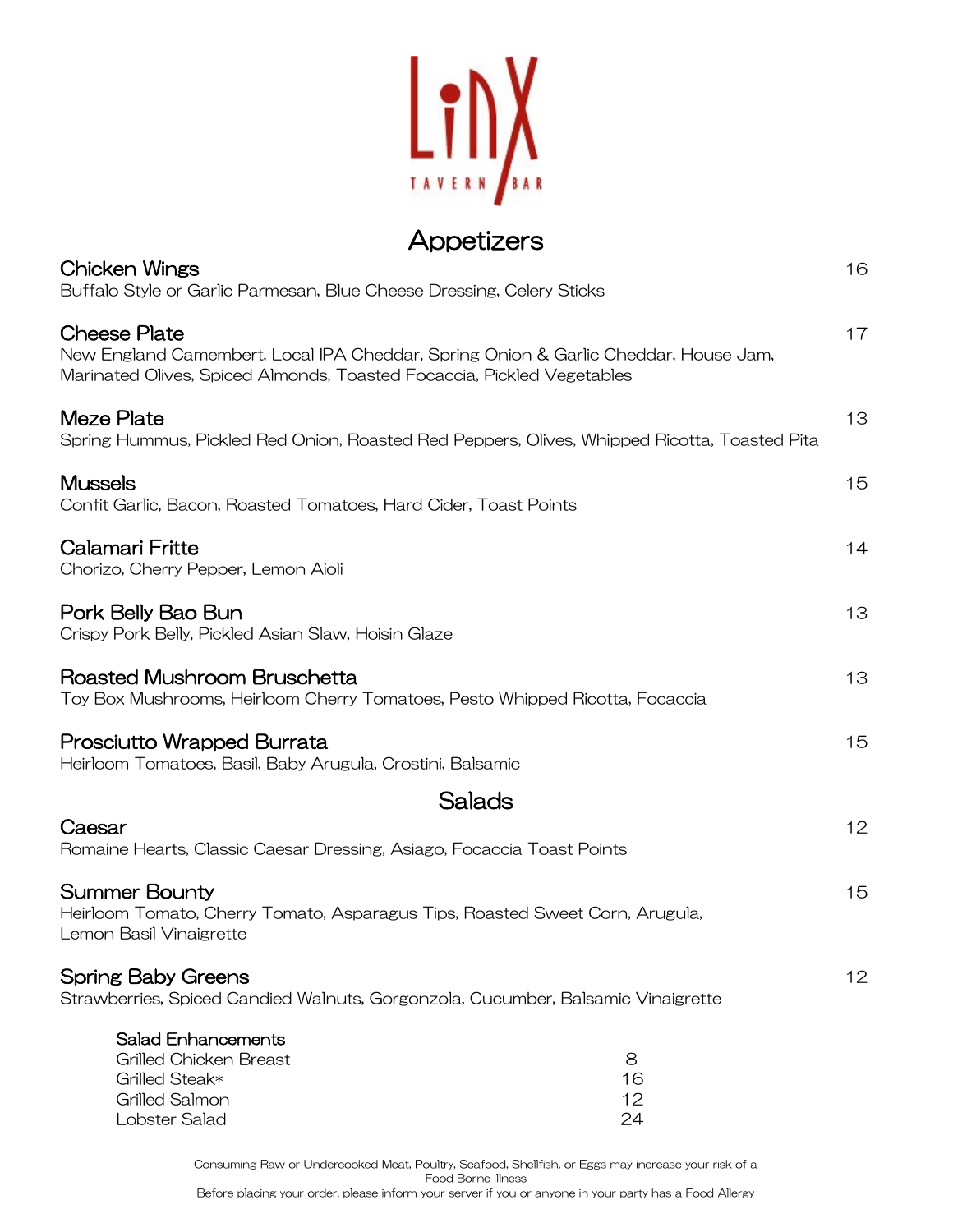# LinX

TAVERN | BAR

## Appetizers

**Chicken Wings** — 16
Buffalo Style or Garlic Parmesan, Blue Cheese Dressing, Celery Sticks

**Cheese Plate** — 17
New England Camembert, Local IPA Cheddar, Spring Onion & Garlic Cheddar, House Jam, Marinated Olives, Spiced Almonds, Toasted Focaccia, Pickled Vegetables

**Meze Plate** — 13
Spring Hummus, Pickled Red Onion, Roasted Red Peppers, Olives, Whipped Ricotta, Toasted Pita

**Mussels** — 15
Confit Garlic, Bacon, Roasted Tomatoes, Hard Cider, Toast Points

**Calamari Fritte** — 14
Chorizo, Cherry Pepper, Lemon Aioli

**Pork Belly Bao Bun** — 13
Crispy Pork Belly, Pickled Asian Slaw, Hoisin Glaze

**Roasted Mushroom Bruschetta** — 13
Toy Box Mushrooms, Heirloom Cherry Tomatoes, Pesto Whipped Ricotta, Focaccia

**Prosciutto Wrapped Burrata** — 15
Heirloom Tomatoes, Basil, Baby Arugula, Crostini, Balsamic

## Salads

**Caesar** — 12
Romaine Hearts, Classic Caesar Dressing, Asiago, Focaccia Toast Points

**Summer Bounty** — 15
Heirloom Tomato, Cherry Tomato, Asparagus Tips, Roasted Sweet Corn, Arugula, Lemon Basil Vinaigrette

**Spring Baby Greens** — 12
Strawberries, Spiced Candied Walnuts, Gorgonzola, Cucumber, Balsamic Vinaigrette

### Salad Enhancements

| Item | Price |
| --- | --- |
| Grilled Chicken Breast | 8 |
| Grilled Steak* | 16 |
| Grilled Salmon | 12 |
| Lobster Salad | 24 |

Consuming Raw or Undercooked Meat, Poultry, Seafood, Shellfish, or Eggs may increase your risk of a Food Borne Illness
Before placing your order, please inform your server if you or anyone in your party has a Food Allergy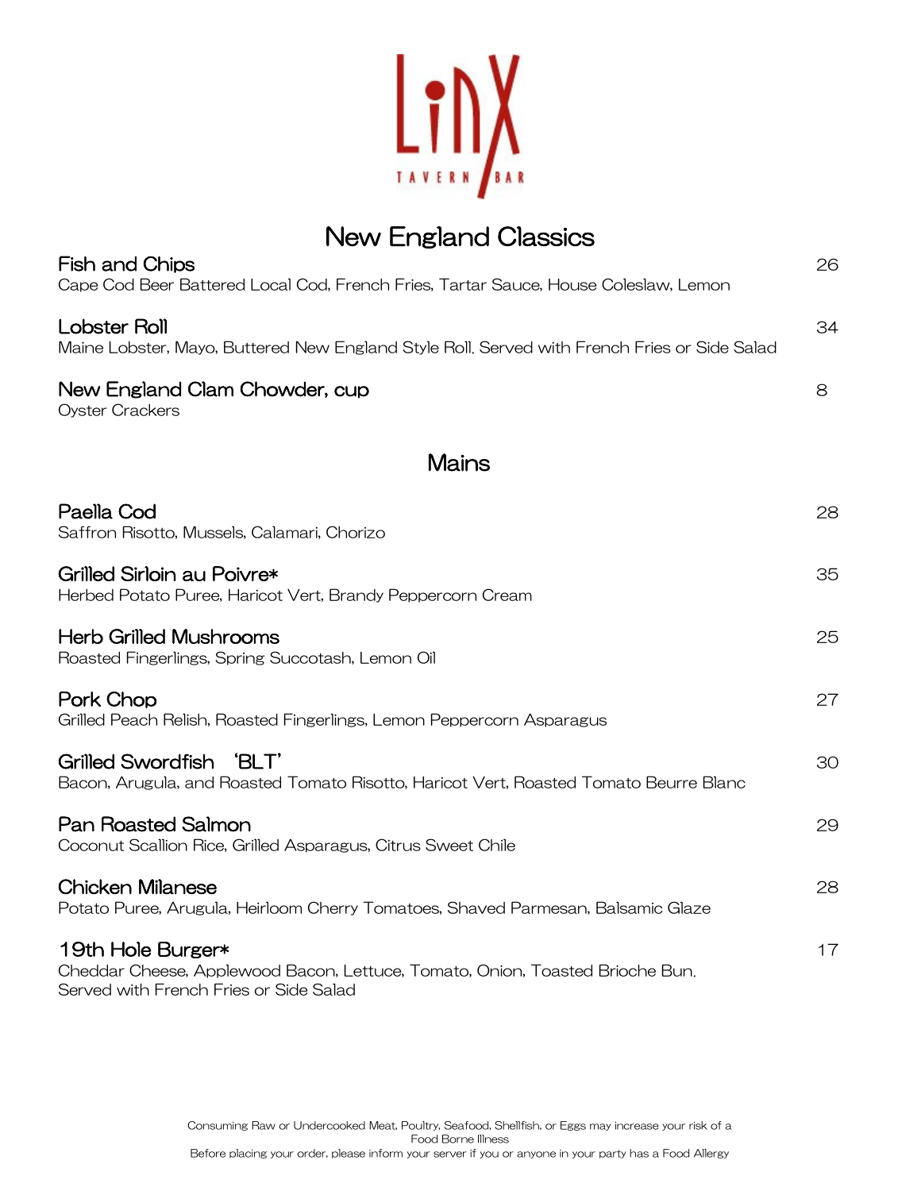LiNX TAVERN BAR

## New England Classics

**Fish and Chips** 26
Cape Cod Beer Battered Local Cod, French Fries, Tartar Sauce, House Coleslaw, Lemon

**Lobster Roll** 34
Maine Lobster, Mayo, Buttered New England Style Roll. Served with French Fries or Side Salad

**New England Clam Chowder, cup** 8
Oyster Crackers

## Mains

**Paella Cod** 28
Saffron Risotto, Mussels, Calamari, Chorizo

**Grilled Sirloin au Poivre*** 35
Herbed Potato Puree, Haricot Vert, Brandy Peppercorn Cream

**Herb Grilled Mushrooms** 25
Roasted Fingerlings, Spring Succotash, Lemon Oil

**Pork Chop** 27
Grilled Peach Relish, Roasted Fingerlings, Lemon Peppercorn Asparagus

**Grilled Swordfish 'BLT'** 30
Bacon, Arugula, and Roasted Tomato Risotto, Haricot Vert, Roasted Tomato Beurre Blanc

**Pan Roasted Salmon** 29
Coconut Scallion Rice, Grilled Asparagus, Citrus Sweet Chile

**Chicken Milanese** 28
Potato Puree, Arugula, Heirloom Cherry Tomatoes, Shaved Parmesan, Balsamic Glaze

**19th Hole Burger*** 17
Cheddar Cheese, Applewood Bacon, Lettuce, Tomato, Onion, Toasted Brioche Bun.
Served with French Fries or Side Salad

Consuming Raw or Undercooked Meat, Poultry, Seafood, Shellfish, or Eggs may increase your risk of a Food Borne Illness
Before placing your order, please inform your server if you or anyone in your party has a Food Allergy